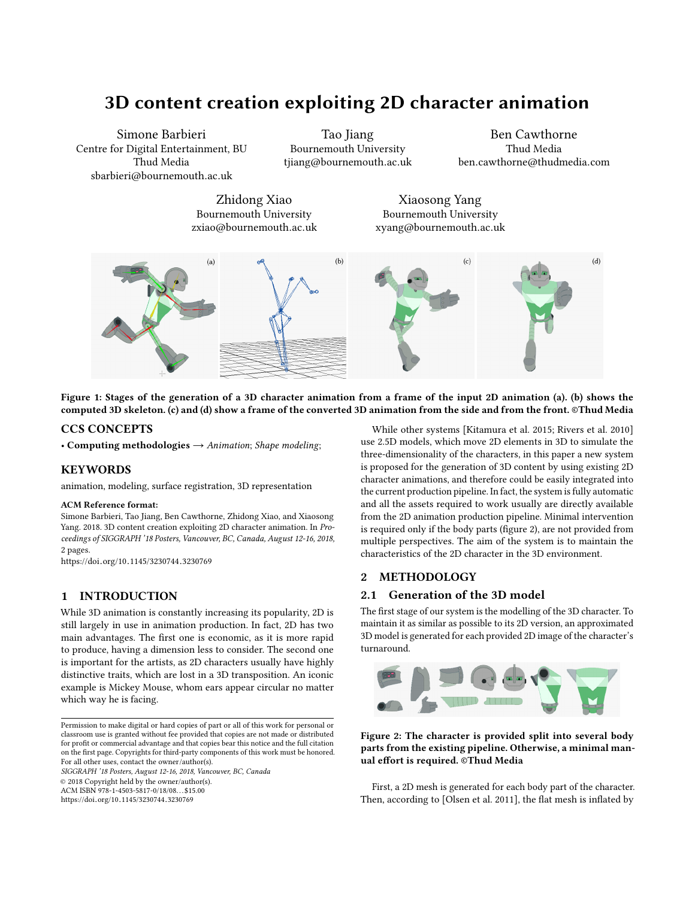# 3D content creation exploiting 2D character animation

Simone Barbieri
Centre for Digital Entertainment, BU
Thud Media
sbarbieri@bournemouth.ac.uk

Tao Jiang
Bournemouth University
tjiang@bournemouth.ac.uk

Ben Cawthorne
Thud Media
ben.cawthorne@thudmedia.com

Zhidong Xiao
Bournemouth University
zxiao@bournemouth.ac.uk

Xiaosong Yang
Bournemouth University
xyang@bournemouth.ac.uk

**Figure 1: Stages of the generation of a 3D character animation from a frame of the input 2D animation (a). (b) shows the computed 3D skeleton. (c) and (d) show a frame of the converted 3D animation from the side and from the front. ©Thud Media**

## CCS CONCEPTS

• **Computing methodologies** → *Animation*; *Shape modeling*;

## KEYWORDS

animation, modeling, surface registration, 3D representation

**ACM Reference format:**
Simone Barbieri, Tao Jiang, Ben Cawthorne, Zhidong Xiao, and Xiaosong Yang. 2018. 3D content creation exploiting 2D character animation. In *Proceedings of SIGGRAPH '18 Posters, Vancouver, BC, Canada, August 12-16, 2018,* 2 pages.
https://doi.org/10.1145/3230744.3230769

## 1 INTRODUCTION

While 3D animation is constantly increasing its popularity, 2D is still largely in use in animation production. In fact, 2D has two main advantages. The first one is economic, as it is more rapid to produce, having a dimension less to consider. The second one is important for the artists, as 2D characters usually have highly distinctive traits, which are lost in a 3D transposition. An iconic example is Mickey Mouse, whom ears appear circular no matter which way he is facing.

While other systems [Kitamura et al. 2015; Rivers et al. 2010] use 2.5D models, which move 2D elements in 3D to simulate the three-dimensionality of the characters, in this paper a new system is proposed for the generation of 3D content by using existing 2D character animations, and therefore could be easily integrated into the current production pipeline. In fact, the system is fully automatic and all the assets required to work usually are directly available from the 2D animation production pipeline. Minimal intervention is required only if the body parts (figure 2), are not provided from multiple perspectives. The aim of the system is to maintain the characteristics of the 2D character in the 3D environment.

## 2 METHODOLOGY

### 2.1 Generation of the 3D model

The first stage of our system is the modelling of the 3D character. To maintain it as similar as possible to its 2D version, an approximated 3D model is generated for each provided 2D image of the character's turnaround.

**Figure 2: The character is provided split into several body parts from the existing pipeline. Otherwise, a minimal manual effort is required. ©Thud Media**

First, a 2D mesh is generated for each body part of the character. Then, according to [Olsen et al. 2011], the flat mesh is inflated by

Permission to make digital or hard copies of part or all of this work for personal or classroom use is granted without fee provided that copies are not made or distributed for profit or commercial advantage and that copies bear this notice and the full citation on the first page. Copyrights for third-party components of this work must be honored. For all other uses, contact the owner/author(s).
*SIGGRAPH '18 Posters, August 12-16, 2018, Vancouver, BC, Canada*
© 2018 Copyright held by the owner/author(s).
ACM ISBN 978-1-4503-5817-0/18/08…$15.00
https://doi.org/10.1145/3230744.3230769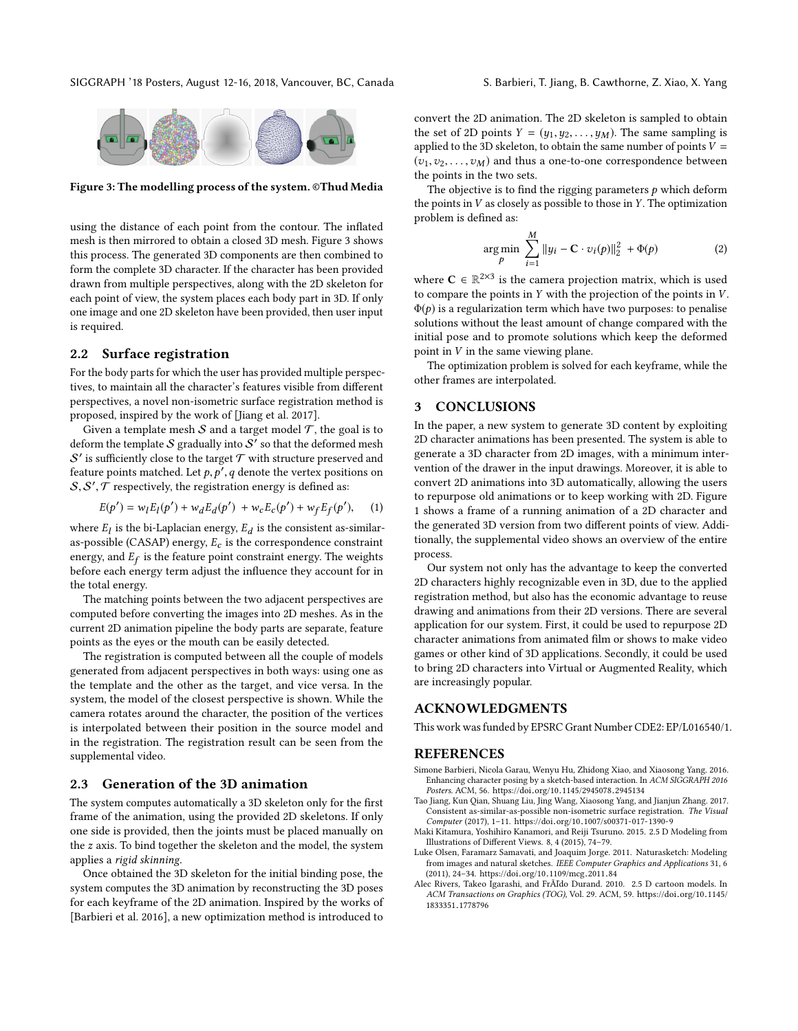Figure 3: The modelling process of the system. ©Thud Media

using the distance of each point from the contour. The inflated mesh is then mirrored to obtain a closed 3D mesh. Figure 3 shows this process. The generated 3D components are then combined to form the complete 3D character. If the character has been provided drawn from multiple perspectives, along with the 2D skeleton for each point of view, the system places each body part in 3D. If only one image and one 2D skeleton have been provided, then user input is required.

## 2.2 Surface registration

For the body parts for which the user has provided multiple perspectives, to maintain all the character's features visible from different perspectives, a novel non-isometric surface registration method is proposed, inspired by the work of [Jiang et al. 2017].

Given a template mesh $\mathcal{S}$ and a target model $\mathcal{T}$, the goal is to deform the template $\mathcal{S}$ gradually into $\mathcal{S}'$ so that the deformed mesh $\mathcal{S}'$ is sufficiently close to the target $\mathcal{T}$ with structure preserved and feature points matched. Let $p, p', q$ denote the vertex positions on $\mathcal{S}, \mathcal{S}', \mathcal{T}$ respectively, the registration energy is defined as:

$$E(p') = w_l E_l(p') + w_d E_d(p') + w_c E_c(p') + w_f E_f(p'), \quad (1)$$

where $E_l$ is the bi-Laplacian energy, $E_d$ is the consistent as-similar-as-possible (CASAP) energy, $E_c$ is the correspondence constraint energy, and $E_f$ is the feature point constraint energy. The weights before each energy term adjust the influence they account for in the total energy.

The matching points between the two adjacent perspectives are computed before converting the images into 2D meshes. As in the current 2D animation pipeline the body parts are separate, feature points as the eyes or the mouth can be easily detected.

The registration is computed between all the couple of models generated from adjacent perspectives in both ways: using one as the template and the other as the target, and vice versa. In the system, the model of the closest perspective is shown. While the camera rotates around the character, the position of the vertices is interpolated between their position in the source model and in the registration. The registration result can be seen from the supplemental video.

## 2.3 Generation of the 3D animation

The system computes automatically a 3D skeleton only for the first frame of the animation, using the provided 2D skeletons. If only one side is provided, then the joints must be placed manually on the $z$ axis. To bind together the skeleton and the model, the system applies a *rigid skinning*.

Once obtained the 3D skeleton for the initial binding pose, the system computes the 3D animation by reconstructing the 3D poses for each keyframe of the 2D animation. Inspired by the works of [Barbieri et al. 2016], a new optimization method is introduced to convert the 2D animation. The 2D skeleton is sampled to obtain the set of 2D points $Y = (y_1, y_2, \ldots, y_M)$. The same sampling is applied to the 3D skeleton, to obtain the same number of points $V = (v_1, v_2, \ldots, v_M)$ and thus a one-to-one correspondence between the points in the two sets.

The objective is to find the rigging parameters $p$ which deform the points in $V$ as closely as possible to those in $Y$. The optimization problem is defined as:

$$\arg\min_{p} \sum_{i=1}^{M} \|y_i - \mathbf{C} \cdot v_i(p)\|_2^2 + \Phi(p) \quad (2)$$

where $\mathbf{C} \in \mathbb{R}^{2\times3}$ is the camera projection matrix, which is used to compare the points in $Y$ with the projection of the points in $V$. $\Phi(p)$ is a regularization term which have two purposes: to penalise solutions without the least amount of change compared with the initial pose and to promote solutions which keep the deformed point in $V$ in the same viewing plane.

The optimization problem is solved for each keyframe, while the other frames are interpolated.

# 3 CONCLUSIONS

In the paper, a new system to generate 3D content by exploiting 2D character animations has been presented. The system is able to generate a 3D character from 2D images, with a minimum intervention of the drawer in the input drawings. Moreover, it is able to convert 2D animations into 3D automatically, allowing the users to repurpose old animations or to keep working with 2D. Figure 1 shows a frame of a running animation of a 2D character and the generated 3D version from two different points of view. Additionally, the supplemental video shows an overview of the entire process.

Our system not only has the advantage to keep the converted 2D characters highly recognizable even in 3D, due to the applied registration method, but also has the economic advantage to reuse drawing and animations from their 2D versions. There are several application for our system. First, it could be used to repurpose 2D character animations from animated film or shows to make video games or other kind of 3D applications. Secondly, it could be used to bring 2D characters into Virtual or Augmented Reality, which are increasingly popular.

# ACKNOWLEDGMENTS

This work was funded by EPSRC Grant Number CDE2: EP/L016540/1.

# REFERENCES

Simone Barbieri, Nicola Garau, Wenyu Hu, Zhidong Xiao, and Xiaosong Yang. 2016. Enhancing character posing by a sketch-based interaction. In *ACM SIGGRAPH 2016 Posters*. ACM, 56. https://doi.org/10.1145/2945078.2945134

Tao Jiang, Kun Qian, Shuang Liu, Jing Wang, Xiaosong Yang, and Jianjun Zhang. 2017. Consistent as-similar-as-possible non-isometric surface registration. *The Visual Computer* (2017), 1–11. https://doi.org/10.1007/s00371-017-1390-9

Maki Kitamura, Yoshihiro Kanamori, and Reiji Tsuruno. 2015. 2.5 D Modeling from Illustrations of Different Views. 8, 4 (2015), 74–79.

Luke Olsen, Faramarz Samavati, and Joaquim Jorge. 2011. Naturasketch: Modeling from images and natural sketches. *IEEE Computer Graphics and Applications* 31, 6 (2011), 24–34. https://doi.org/10.1109/mcg.2011.84

Alec Rivers, Takeo Igarashi, and FrÃľdo Durand. 2010. 2.5 D cartoon models. In *ACM Transactions on Graphics (TOG)*, Vol. 29. ACM, 59. https://doi.org/10.1145/1833351.1778796